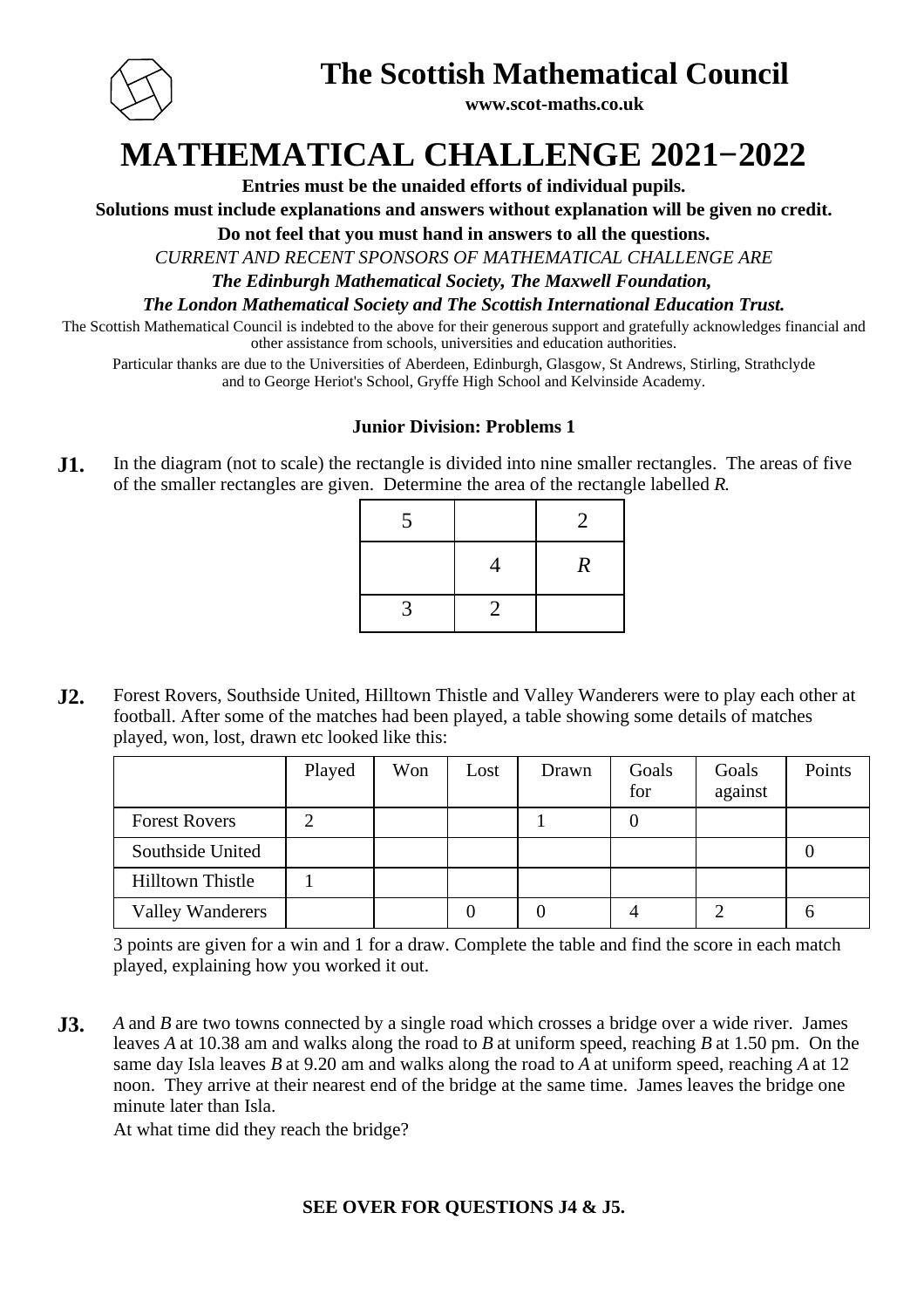# The Scottish Mathematical Council

**www.scot-maths.co.uk**

# MATHEMATICAL CHALLENGE 2021−2022

**Entries must be the unaided efforts of individual pupils.**

**Solutions must include explanations and answers without explanation will be given no credit.**

**Do not feel that you must hand in answers to all the questions.**

*CURRENT AND RECENT SPONSORS OF MATHEMATICAL CHALLENGE ARE*

***The Edinburgh Mathematical Society, The Maxwell Foundation,***

***The London Mathematical Society and The Scottish International Education Trust.***

The Scottish Mathematical Council is indebted to the above for their generous support and gratefully acknowledges financial and other assistance from schools, universities and education authorities.

Particular thanks are due to the Universities of Aberdeen, Edinburgh, Glasgow, St Andrews, Stirling, Strathclyde and to George Heriot's School, Gryffe High School and Kelvinside Academy.

### Junior Division: Problems 1

**J1.** In the diagram (not to scale) the rectangle is divided into nine smaller rectangles. The areas of five of the smaller rectangles are given. Determine the area of the rectangle labelled *R.*

| 5 | | 2 |
|---|---|---|
| | 4 | $R$ |
| 3 | 2 | |

**J2.** Forest Rovers, Southside United, Hilltown Thistle and Valley Wanderers were to play each other at football. After some of the matches had been played, a table showing some details of matches played, won, lost, drawn etc looked like this:

| | Played | Won | Lost | Drawn | Goals for | Goals against | Points |
|---|---|---|---|---|---|---|---|
| Forest Rovers | 2 | | | 1 | 0 | | |
| Southside United | | | | | | | 0 |
| Hilltown Thistle | 1 | | | | | | |
| Valley Wanderers | | | 0 | 0 | 4 | 2 | 6 |

3 points are given for a win and 1 for a draw. Complete the table and find the score in each match played, explaining how you worked it out.

**J3.** *A* and *B* are two towns connected by a single road which crosses a bridge over a wide river. James leaves *A* at 10.38 am and walks along the road to *B* at uniform speed, reaching *B* at 1.50 pm. On the same day Isla leaves *B* at 9.20 am and walks along the road to *A* at uniform speed, reaching *A* at 12 noon. They arrive at their nearest end of the bridge at the same time. James leaves the bridge one minute later than Isla.

At what time did they reach the bridge?

**SEE OVER FOR QUESTIONS J4 & J5.**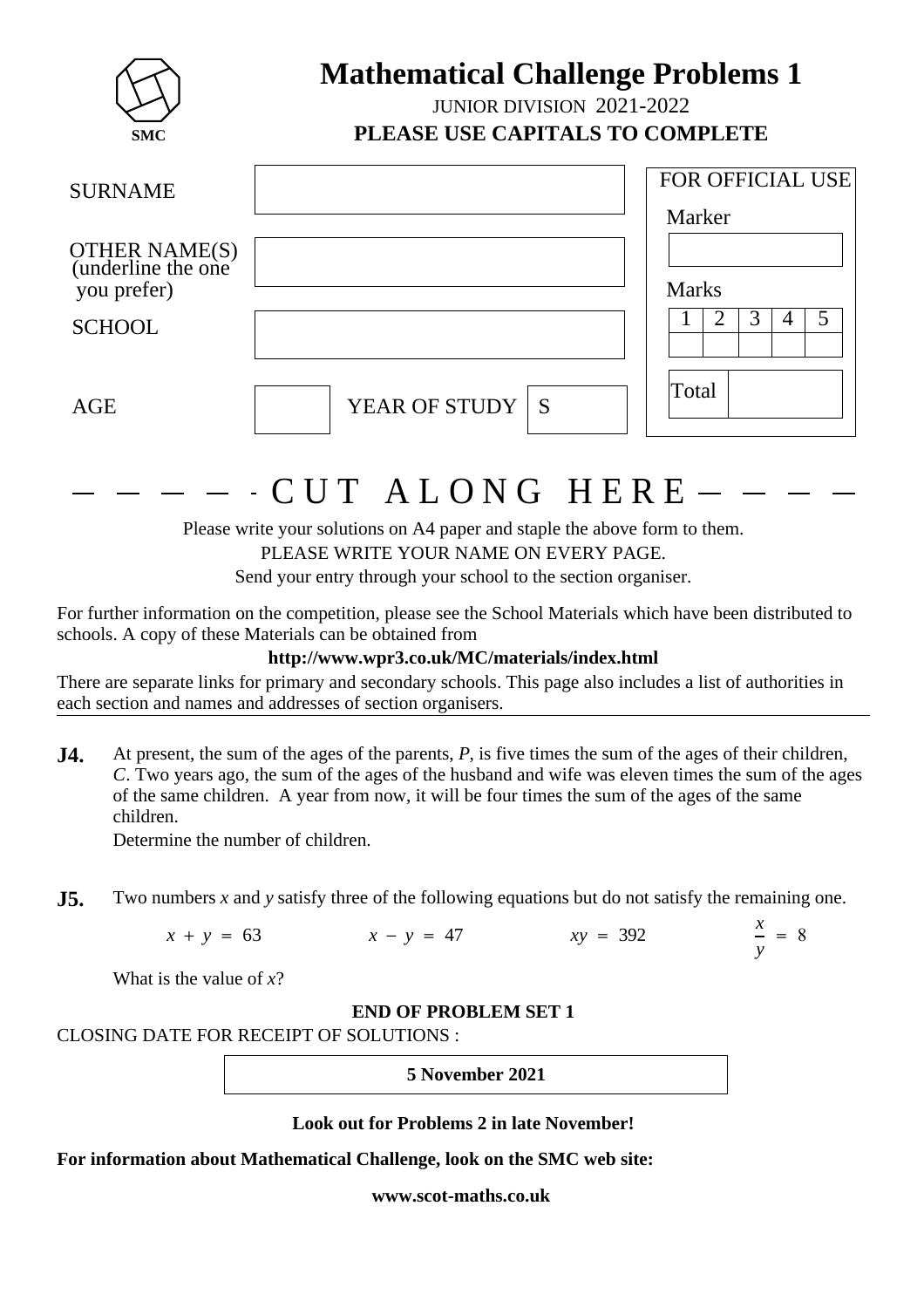SMC

# Mathematical Challenge Problems 1

JUNIOR DIVISION 2021-2022

**PLEASE USE CAPITALS TO COMPLETE**

| | | |
|---|---|---|
| SURNAME | | |
| OTHER NAME(S) (underline the one you prefer) | | |
| SCHOOL | | |
| AGE | | YEAR OF STUDY S |

FOR OFFICIAL USE

Marker

Marks

| 1 | 2 | 3 | 4 | 5 |
|---|---|---|---|---|
| | | | | |

Total

— — — — - C U T A L O N G H E R E — — — —

Please write your solutions on A4 paper and staple the above form to them.

PLEASE WRITE YOUR NAME ON EVERY PAGE.

Send your entry through your school to the section organiser.

For further information on the competition, please see the School Materials which have been distributed to schools. A copy of these Materials can be obtained from

**http://www.wpr3.co.uk/MC/materials/index.html**

There are separate links for primary and secondary schools. This page also includes a list of authorities in each section and names and addresses of section organisers.

---

**J4.** At present, the sum of the ages of the parents, $P$, is five times the sum of the ages of their children, $C$. Two years ago, the sum of the ages of the husband and wife was eleven times the sum of the ages of the same children. A year from now, it will be four times the sum of the ages of the same children.

Determine the number of children.

**J5.** Two numbers $x$ and $y$ satisfy three of the following equations but do not satisfy the remaining one.

$$x + y = 63 \qquad x - y = 47 \qquad xy = 392 \qquad \frac{x}{y} = 8$$

What is the value of $x$?

**END OF PROBLEM SET 1**

CLOSING DATE FOR RECEIPT OF SOLUTIONS :

**5 November 2021**

**Look out for Problems 2 in late November!**

**For information about Mathematical Challenge, look on the SMC web site:**

**www.scot-maths.co.uk**